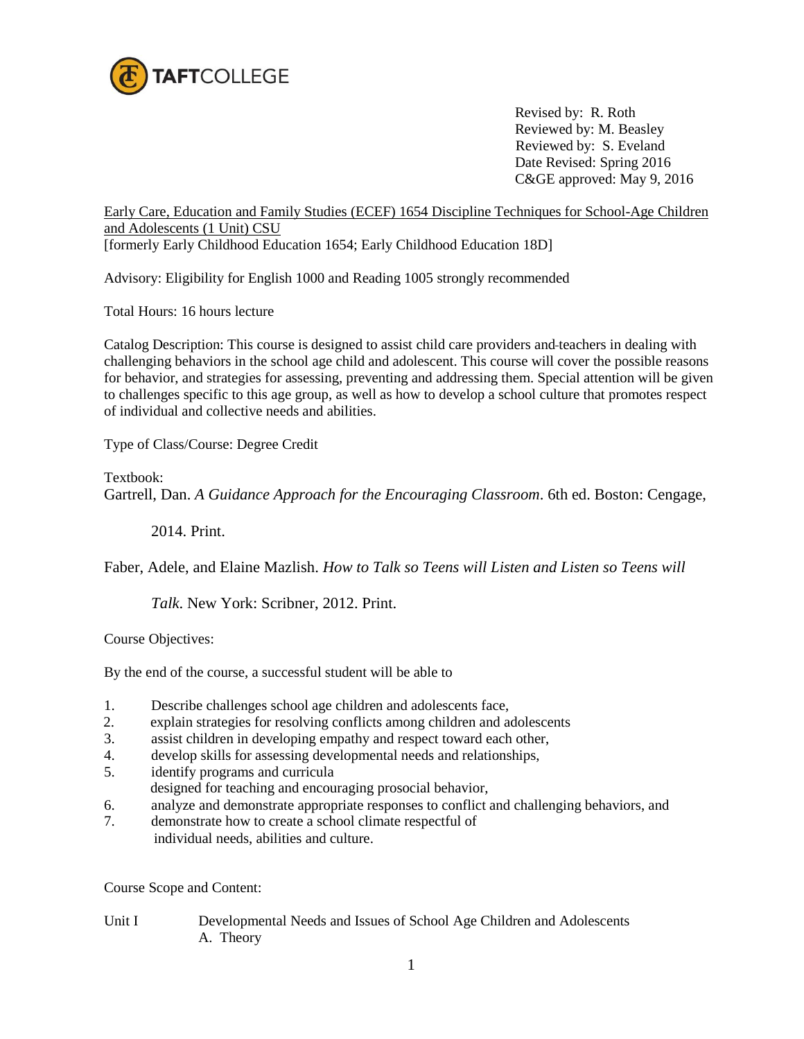TAFTCOLLEGE

Revised by: R. Roth
Reviewed by: M. Beasley
Reviewed by: S. Eveland
Date Revised: Spring 2016
C&GE approved: May 9, 2016

Early Care, Education and Family Studies (ECEF) 1654 Discipline Techniques for School-Age Children and Adolescents (1 Unit) CSU
[formerly Early Childhood Education 1654; Early Childhood Education 18D]

Advisory: Eligibility for English 1000 and Reading 1005 strongly recommended

Total Hours: 16 hours lecture

Catalog Description: This course is designed to assist child care providers and teachers in dealing with challenging behaviors in the school age child and adolescent. This course will cover the possible reasons for behavior, and strategies for assessing, preventing and addressing them. Special attention will be given to challenges specific to this age group, as well as how to develop a school culture that promotes respect of individual and collective needs and abilities.

Type of Class/Course: Degree Credit

Textbook:
Gartrell, Dan. *A Guidance Approach for the Encouraging Classroom*. 6th ed. Boston: Cengage, 2014. Print.

Faber, Adele, and Elaine Mazlish. *How to Talk so Teens will Listen and Listen so Teens will Talk*. New York: Scribner, 2012. Print.

Course Objectives:

By the end of the course, a successful student will be able to

1. Describe challenges school age children and adolescents face,
2. explain strategies for resolving conflicts among children and adolescents
3. assist children in developing empathy and respect toward each other,
4. develop skills for assessing developmental needs and relationships,
5. identify programs and curricula designed for teaching and encouraging prosocial behavior,
6. analyze and demonstrate appropriate responses to conflict and challenging behaviors, and
7. demonstrate how to create a school climate respectful of individual needs, abilities and culture.

Course Scope and Content:

Unit I Developmental Needs and Issues of School Age Children and Adolescents
  A. Theory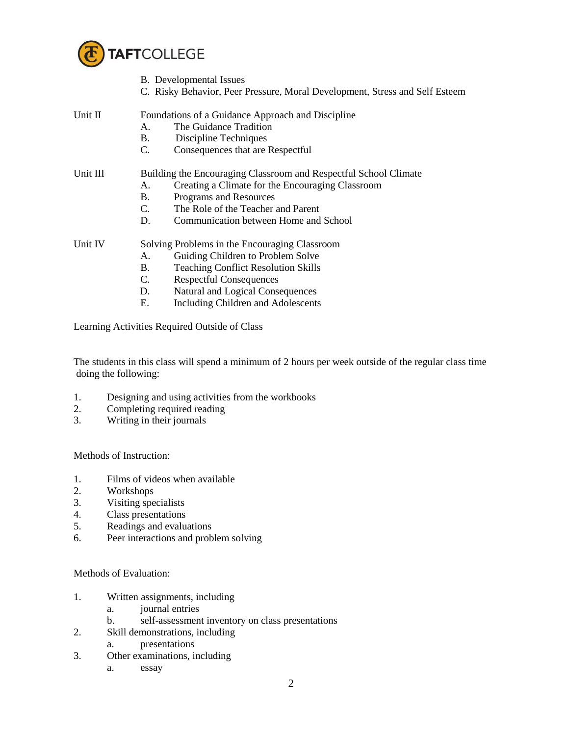B. Developmental Issues
C. Risky Behavior, Peer Pressure, Moral Development, Stress and Self Esteem

Unit II — Foundations of a Guidance Approach and Discipline
- A. The Guidance Tradition
- B. Discipline Techniques
- C. Consequences that are Respectful

Unit III — Building the Encouraging Classroom and Respectful School Climate
- A. Creating a Climate for the Encouraging Classroom
- B. Programs and Resources
- C. The Role of the Teacher and Parent
- D. Communication between Home and School

Unit IV — Solving Problems in the Encouraging Classroom
- A. Guiding Children to Problem Solve
- B. Teaching Conflict Resolution Skills
- C. Respectful Consequences
- D. Natural and Logical Consequences
- E. Including Children and Adolescents

Learning Activities Required Outside of Class

The students in this class will spend a minimum of 2 hours per week outside of the regular class time doing the following:

1. Designing and using activities from the workbooks
2. Completing required reading
3. Writing in their journals

Methods of Instruction:

1. Films of videos when available
2. Workshops
3. Visiting specialists
4. Class presentations
5. Readings and evaluations
6. Peer interactions and problem solving

Methods of Evaluation:

1. Written assignments, including
   a. journal entries
   b. self-assessment inventory on class presentations
2. Skill demonstrations, including
   a. presentations
3. Other examinations, including
   a. essay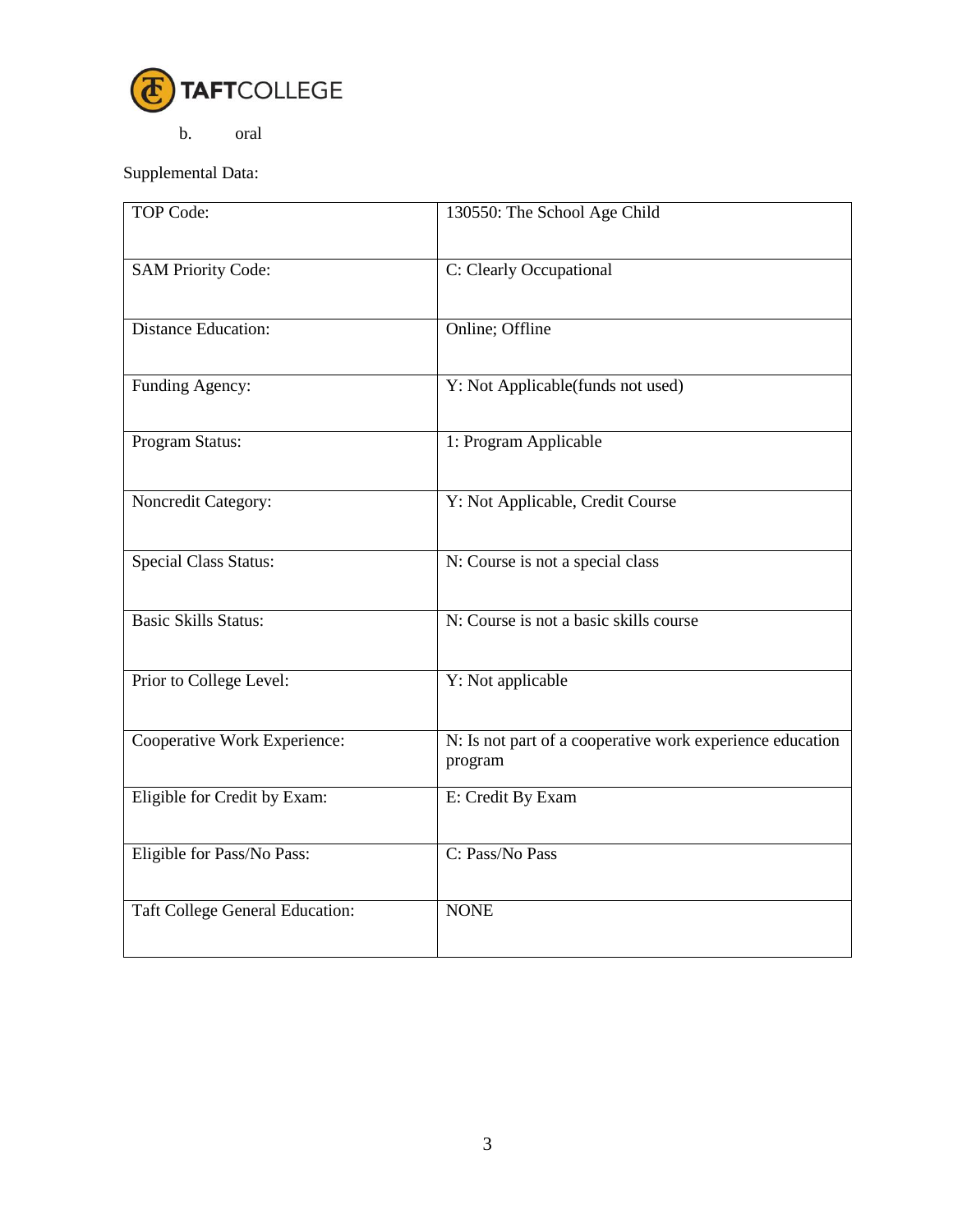b. oral

Supplemental Data:

| | |
|---|---|
| TOP Code: | 130550: The School Age Child |
| SAM Priority Code: | C: Clearly Occupational |
| Distance Education: | Online; Offline |
| Funding Agency: | Y: Not Applicable(funds not used) |
| Program Status: | 1: Program Applicable |
| Noncredit Category: | Y: Not Applicable, Credit Course |
| Special Class Status: | N: Course is not a special class |
| Basic Skills Status: | N: Course is not a basic skills course |
| Prior to College Level: | Y: Not applicable |
| Cooperative Work Experience: | N: Is not part of a cooperative work experience education program |
| Eligible for Credit by Exam: | E: Credit By Exam |
| Eligible for Pass/No Pass: | C: Pass/No Pass |
| Taft College General Education: | NONE |